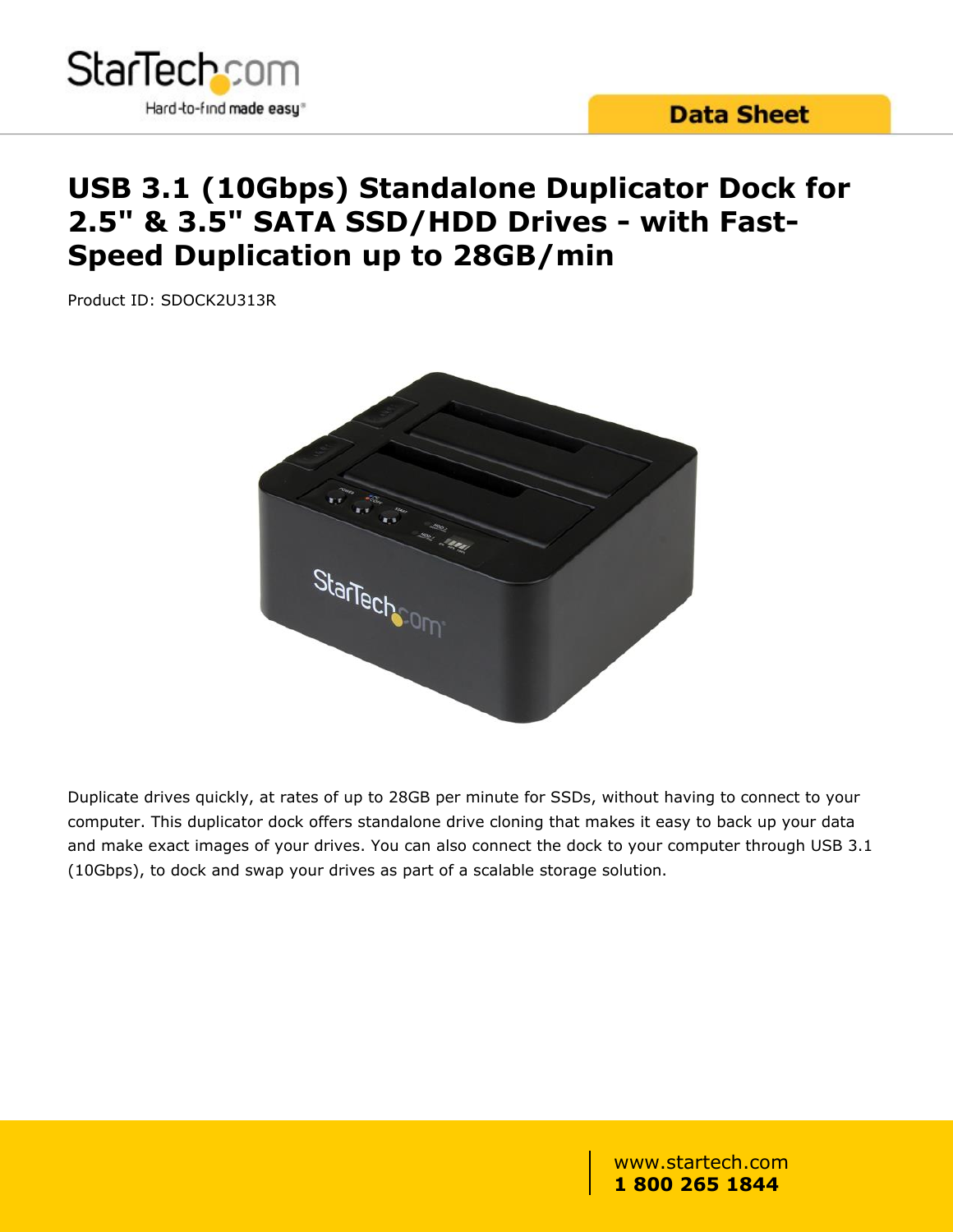# USB 3.1 (10Gbps) Standalone Duplicator Dock for 2.5" & 3.5" SATA SSD/HDD Drives - with Fast-Speed Duplication up to 28GB/min

Product ID: SDOCK2U313R

Duplicate drives quickly, at rates of up to 28GB per minute for SSDs, without having to connect to your computer. This duplicator dock offers standalone drive cloning that makes it easy to back up your data and make exact images of your drives. You can also connect the dock to your computer through USB 3.1 (10Gbps), to dock and swap your drives as part of a scalable storage solution.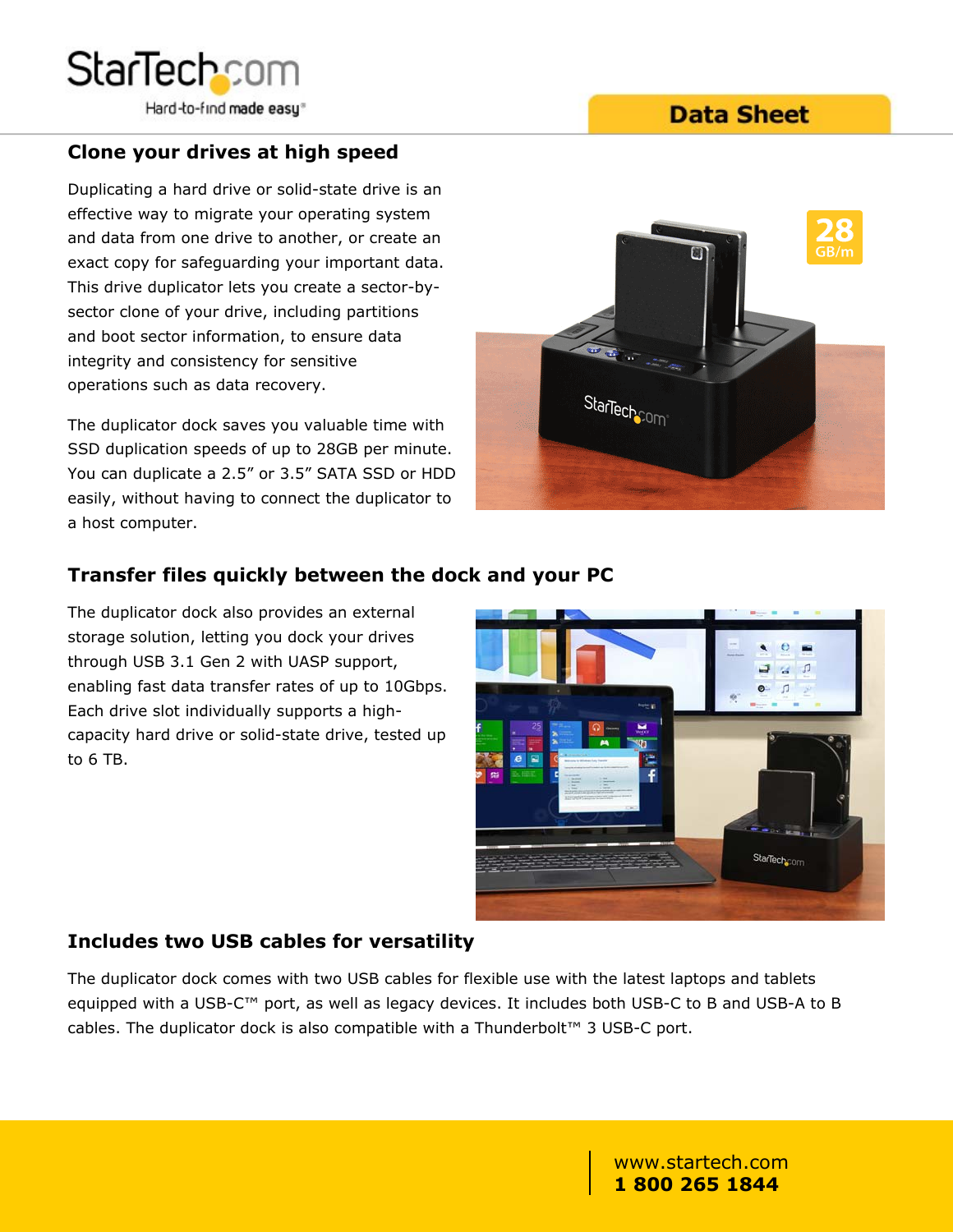## Clone your drives at high speed

Duplicating a hard drive or solid-state drive is an effective way to migrate your operating system and data from one drive to another, or create an exact copy for safeguarding your important data. This drive duplicator lets you create a sector-by-sector clone of your drive, including partitions and boot sector information, to ensure data integrity and consistency for sensitive operations such as data recovery.

The duplicator dock saves you valuable time with SSD duplication speeds of up to 28GB per minute. You can duplicate a 2.5" or 3.5" SATA SSD or HDD easily, without having to connect the duplicator to a host computer.

## Transfer files quickly between the dock and your PC

The duplicator dock also provides an external storage solution, letting you dock your drives through USB 3.1 Gen 2 with UASP support, enabling fast data transfer rates of up to 10Gbps. Each drive slot individually supports a high-capacity hard drive or solid-state drive, tested up to 6 TB.

## Includes two USB cables for versatility

The duplicator dock comes with two USB cables for flexible use with the latest laptops and tablets equipped with a USB-C™ port, as well as legacy devices. It includes both USB-C to B and USB-A to B cables. The duplicator dock is also compatible with a Thunderbolt™ 3 USB-C port.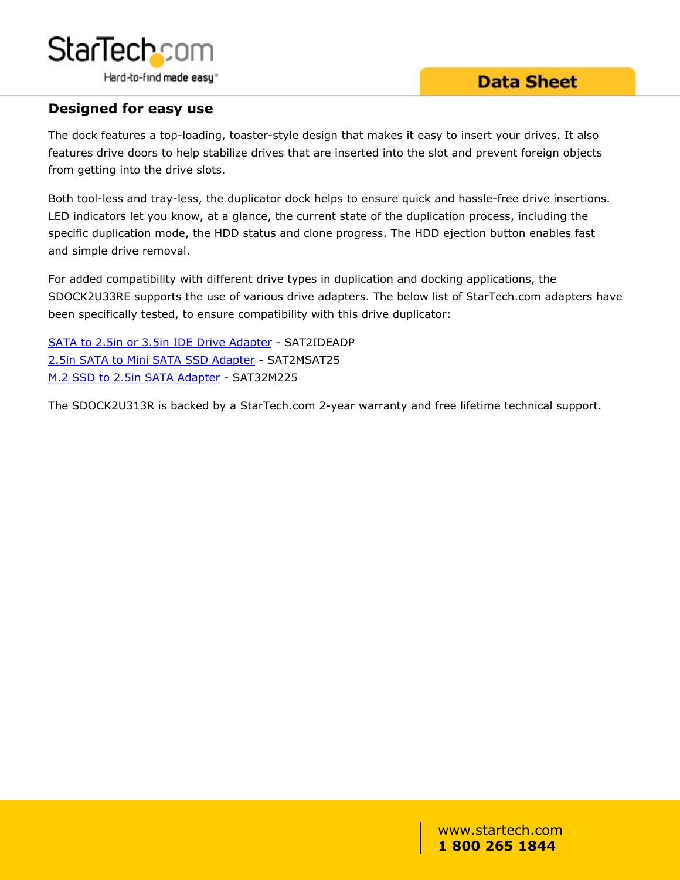## Designed for easy use

The dock features a top-loading, toaster-style design that makes it easy to insert your drives. It also features drive doors to help stabilize drives that are inserted into the slot and prevent foreign objects from getting into the drive slots.

Both tool-less and tray-less, the duplicator dock helps to ensure quick and hassle-free drive insertions. LED indicators let you know, at a glance, the current state of the duplication process, including the specific duplication mode, the HDD status and clone progress. The HDD ejection button enables fast and simple drive removal.

For added compatibility with different drive types in duplication and docking applications, the SDOCK2U33RE supports the use of various drive adapters. The below list of StarTech.com adapters have been specifically tested, to ensure compatibility with this drive duplicator:

SATA to 2.5in or 3.5in IDE Drive Adapter - SAT2IDEADP
2.5in SATA to Mini SATA SSD Adapter - SAT2MSAT25
M.2 SSD to 2.5in SATA Adapter - SAT32M225

The SDOCK2U313R is backed by a StarTech.com 2-year warranty and free lifetime technical support.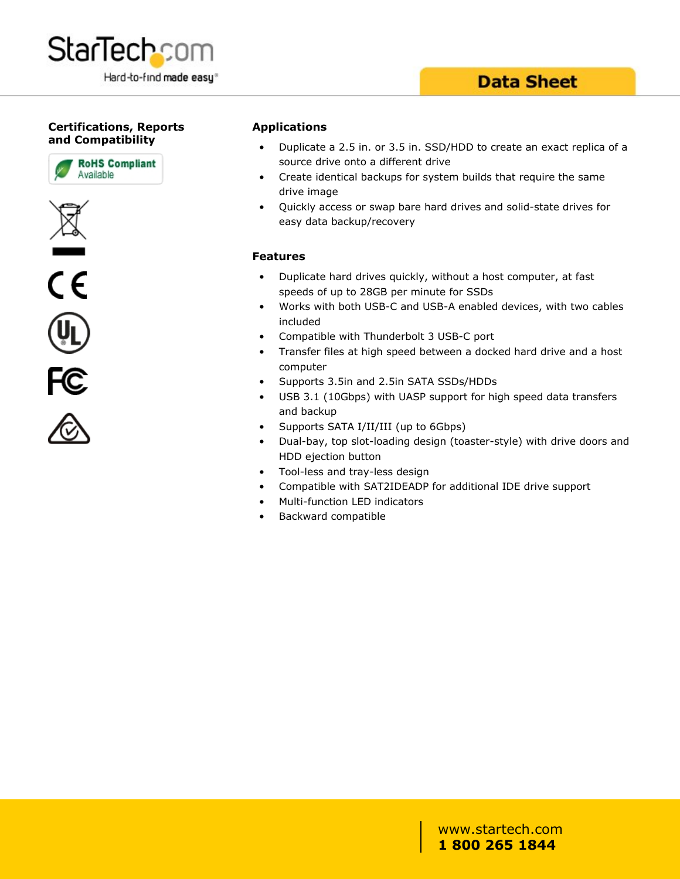## Certifications, Reports and Compatibility

RoHS Compliant Available

## Applications

- Duplicate a 2.5 in. or 3.5 in. SSD/HDD to create an exact replica of a source drive onto a different drive
- Create identical backups for system builds that require the same drive image
- Quickly access or swap bare hard drives and solid-state drives for easy data backup/recovery

## Features

- Duplicate hard drives quickly, without a host computer, at fast speeds of up to 28GB per minute for SSDs
- Works with both USB-C and USB-A enabled devices, with two cables included
- Compatible with Thunderbolt 3 USB-C port
- Transfer files at high speed between a docked hard drive and a host computer
- Supports 3.5in and 2.5in SATA SSDs/HDDs
- USB 3.1 (10Gbps) with UASP support for high speed data transfers and backup
- Supports SATA I/II/III (up to 6Gbps)
- Dual-bay, top slot-loading design (toaster-style) with drive doors and HDD ejection button
- Tool-less and tray-less design
- Compatible with SAT2IDEADP for additional IDE drive support
- Multi-function LED indicators
- Backward compatible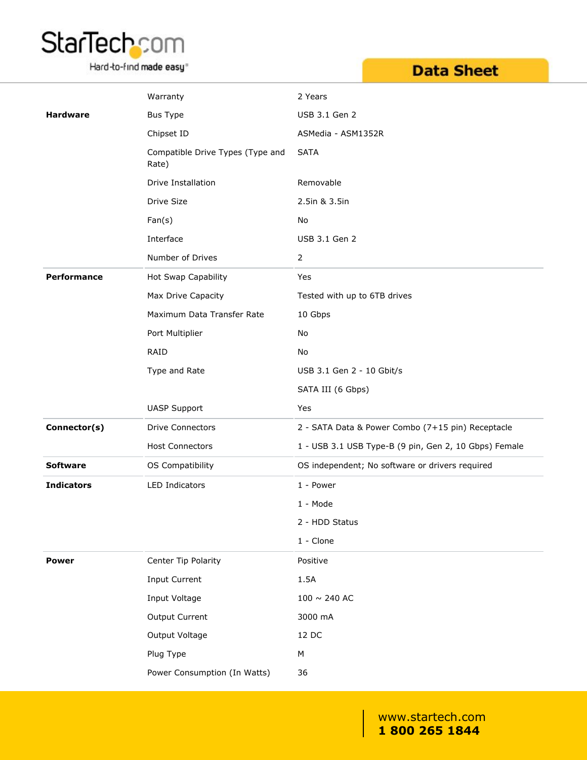| | | |
|---|---|---|
| | Warranty | 2 Years |
| **Hardware** | Bus Type | USB 3.1 Gen 2 |
| | Chipset ID | ASMedia - ASM1352R |
| | Compatible Drive Types (Type and Rate) | SATA |
| | Drive Installation | Removable |
| | Drive Size | 2.5in & 3.5in |
| | Fan(s) | No |
| | Interface | USB 3.1 Gen 2 |
| | Number of Drives | 2 |
| **Performance** | Hot Swap Capability | Yes |
| | Max Drive Capacity | Tested with up to 6TB drives |
| | Maximum Data Transfer Rate | 10 Gbps |
| | Port Multiplier | No |
| | RAID | No |
| | Type and Rate | USB 3.1 Gen 2 - 10 Gbit/s |
| | | SATA III (6 Gbps) |
| | UASP Support | Yes |
| **Connector(s)** | Drive Connectors | 2 - SATA Data & Power Combo (7+15 pin) Receptacle |
| | Host Connectors | 1 - USB 3.1 USB Type-B (9 pin, Gen 2, 10 Gbps) Female |
| **Software** | OS Compatibility | OS independent; No software or drivers required |
| **Indicators** | LED Indicators | 1 - Power |
| | | 1 - Mode |
| | | 2 - HDD Status |
| | | 1 - Clone |
| **Power** | Center Tip Polarity | Positive |
| | Input Current | 1.5A |
| | Input Voltage | 100 ~ 240 AC |
| | Output Current | 3000 mA |
| | Output Voltage | 12 DC |
| | Plug Type | M |
| | Power Consumption (In Watts) | 36 |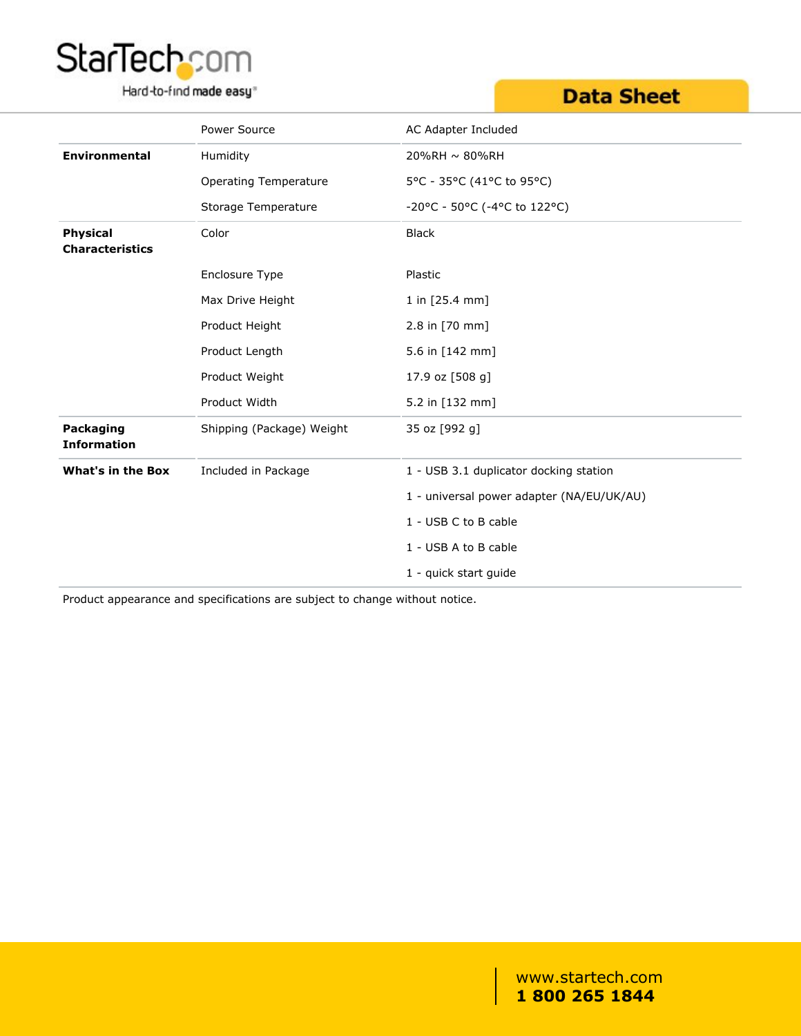| | | |
|---|---|---|
| | Power Source | AC Adapter Included |
| **Environmental** | Humidity | 20%RH ~ 80%RH |
| | Operating Temperature | 5°C - 35°C (41°C to 95°C) |
| | Storage Temperature | -20°C - 50°C (-4°C to 122°C) |
| **Physical Characteristics** | Color | Black |
| | Enclosure Type | Plastic |
| | Max Drive Height | 1 in [25.4 mm] |
| | Product Height | 2.8 in [70 mm] |
| | Product Length | 5.6 in [142 mm] |
| | Product Weight | 17.9 oz [508 g] |
| | Product Width | 5.2 in [132 mm] |
| **Packaging Information** | Shipping (Package) Weight | 35 oz [992 g] |
| **What's in the Box** | Included in Package | 1 - USB 3.1 duplicator docking station |
| | | 1 - universal power adapter (NA/EU/UK/AU) |
| | | 1 - USB C to B cable |
| | | 1 - USB A to B cable |
| | | 1 - quick start guide |

Product appearance and specifications are subject to change without notice.